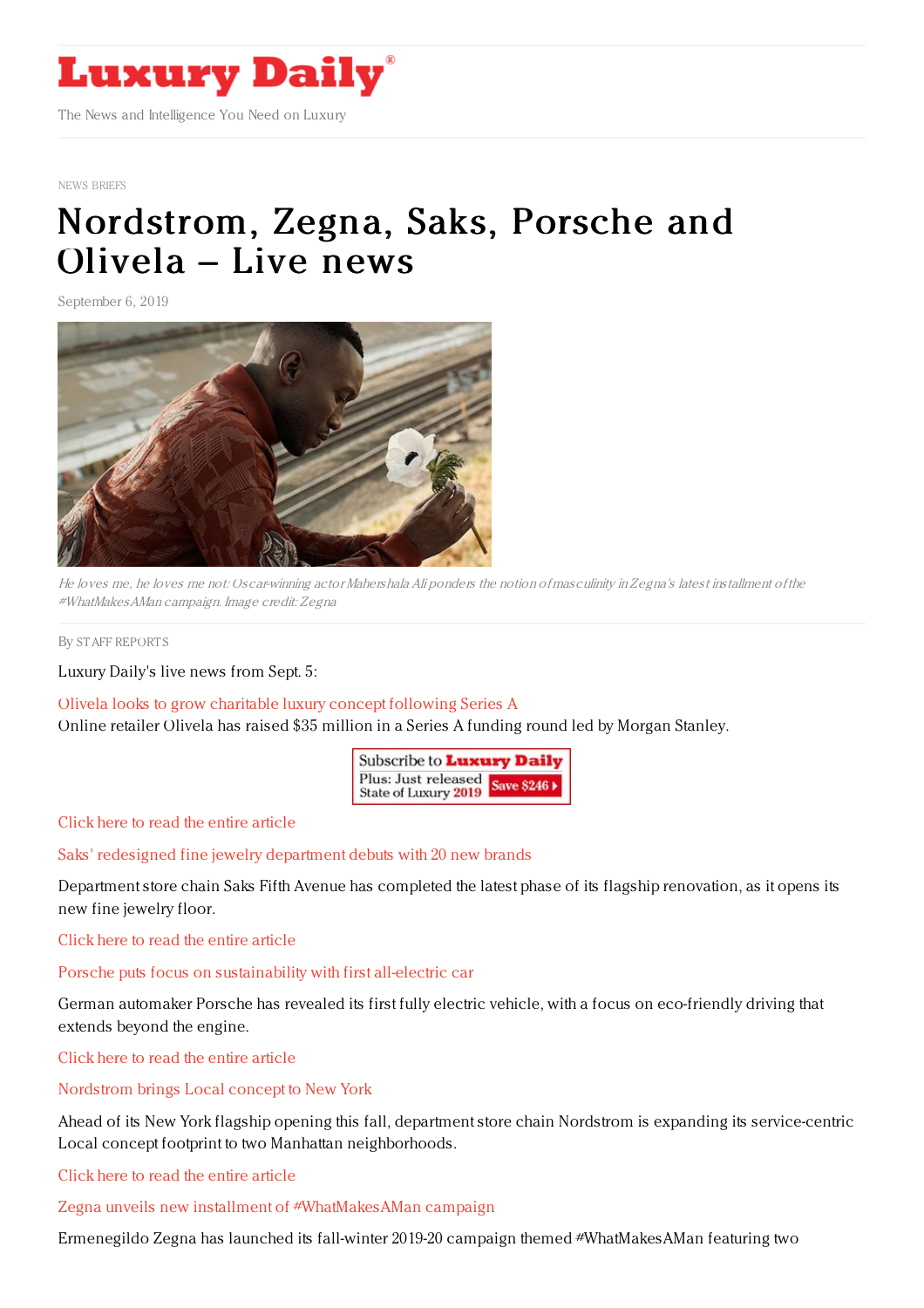Luxury Daily

The News and Intelligence You Need on Luxury

NEWS BRIEFS

# Nordstrom, Zegna, Saks, Porsche and Olivela – Live news

September 6, 2019

*He loves me, he loves me not: Oscar-winning actor Mahershala Ali ponders the notion of masculinity in Zegna's latest installment of the #WhatMakesAMan campaign. Image credit: Zegna*

By STAFF REPORTS

Luxury Daily's live news from Sept. 5:

Olivela looks to grow charitable luxury concept following Series A

Online retailer Olivela has raised $35 million in a Series A funding round led by Morgan Stanley.

Subscribe to Luxury Daily
Plus: Just released State of Luxury 2019 Save $246

Click here to read the entire article

Saks' redesigned fine jewelry department debuts with 20 new brands

Department store chain Saks Fifth Avenue has completed the latest phase of its flagship renovation, as it opens its new fine jewelry floor.

Click here to read the entire article

Porsche puts focus on sustainability with first all-electric car

German automaker Porsche has revealed its first fully electric vehicle, with a focus on eco-friendly driving that extends beyond the engine.

Click here to read the entire article

Nordstrom brings Local concept to New York

Ahead of its New York flagship opening this fall, department store chain Nordstrom is expanding its service-centric Local concept footprint to two Manhattan neighborhoods.

Click here to read the entire article

Zegna unveils new installment of #WhatMakesAMan campaign

Ermenegildo Zegna has launched its fall-winter 2019-20 campaign themed #WhatMakesAMan featuring two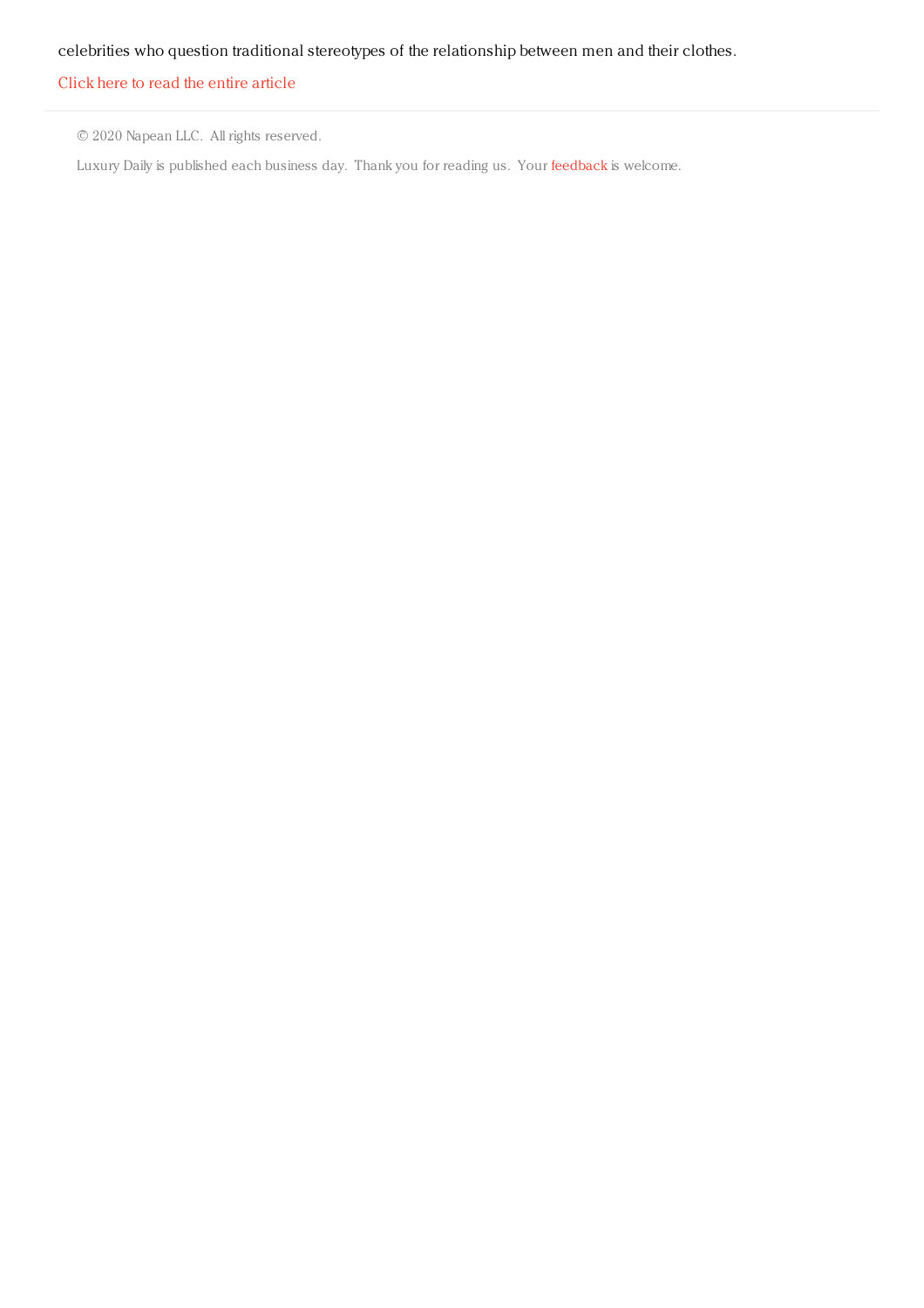celebrities who question traditional stereotypes of the relationship between men and their clothes.

Click here to read the entire article

---

© 2020 Napean LLC. All rights reserved.

Luxury Daily is published each business day. Thank you for reading us. Your feedback is welcome.